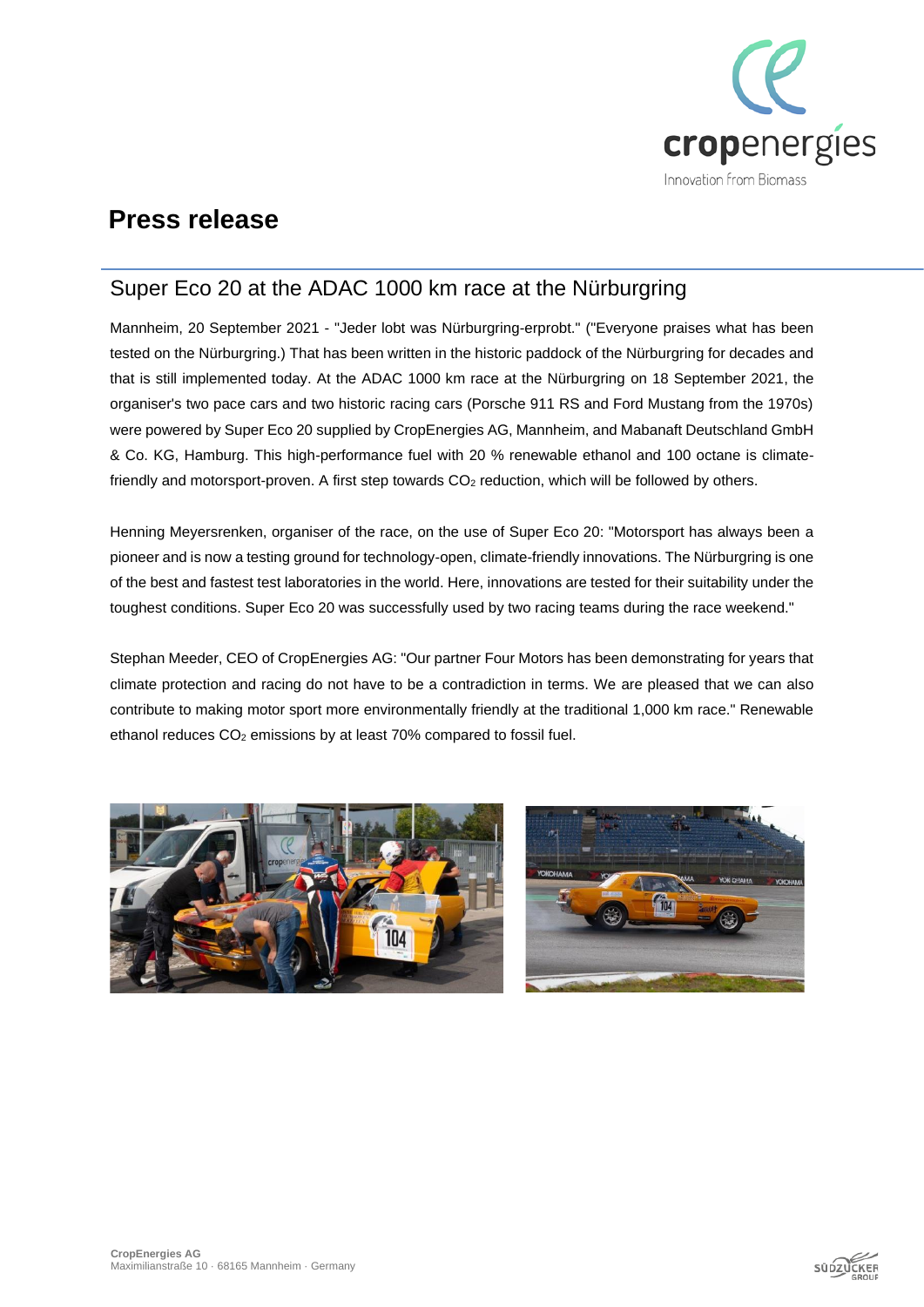# Press release

## Super Eco 20 at the ADAC 1000 km race at the Nürburgring

Mannheim, 20 September 2021 - "Jeder lobt was Nürburgring-erprobt." ("Everyone praises what has been tested on the Nürburgring.) That has been written in the historic paddock of the Nürburgring for decades and that is still implemented today. At the ADAC 1000 km race at the Nürburgring on 18 September 2021, the organiser's two pace cars and two historic racing cars (Porsche 911 RS and Ford Mustang from the 1970s) were powered by Super Eco 20 supplied by CropEnergies AG, Mannheim, and Mabanaft Deutschland GmbH & Co. KG, Hamburg. This high-performance fuel with 20 % renewable ethanol and 100 octane is climate-friendly and motorsport-proven. A first step towards $CO_2$ reduction, which will be followed by others.

Henning Meyersrenken, organiser of the race, on the use of Super Eco 20: "Motorsport has always been a pioneer and is now a testing ground for technology-open, climate-friendly innovations. The Nürburgring is one of the best and fastest test laboratories in the world. Here, innovations are tested for their suitability under the toughest conditions. Super Eco 20 was successfully used by two racing teams during the race weekend."

Stephan Meeder, CEO of CropEnergies AG: "Our partner Four Motors has been demonstrating for years that climate protection and racing do not have to be a contradiction in terms. We are pleased that we can also contribute to making motor sport more environmentally friendly at the traditional 1,000 km race." Renewable ethanol reduces $CO_2$ emissions by at least 70% compared to fossil fuel.

CropEnergies AG
Maximilianstraße 10 · 68165 Mannheim · Germany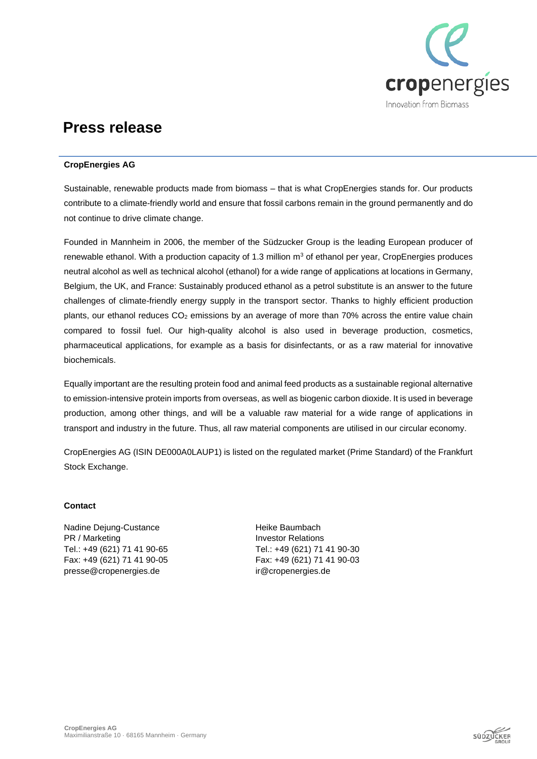# Press release

**CropEnergies AG**

Sustainable, renewable products made from biomass – that is what CropEnergies stands for. Our products contribute to a climate-friendly world and ensure that fossil carbons remain in the ground permanently and do not continue to drive climate change.

Founded in Mannheim in 2006, the member of the Südzucker Group is the leading European producer of renewable ethanol. With a production capacity of 1.3 million $m^3$ of ethanol per year, CropEnergies produces neutral alcohol as well as technical alcohol (ethanol) for a wide range of applications at locations in Germany, Belgium, the UK, and France: Sustainably produced ethanol as a petrol substitute is an answer to the future challenges of climate-friendly energy supply in the transport sector. Thanks to highly efficient production plants, our ethanol reduces $CO_2$ emissions by an average of more than 70% across the entire value chain compared to fossil fuel. Our high-quality alcohol is also used in beverage production, cosmetics, pharmaceutical applications, for example as a basis for disinfectants, or as a raw material for innovative biochemicals.

Equally important are the resulting protein food and animal feed products as a sustainable regional alternative to emission-intensive protein imports from overseas, as well as biogenic carbon dioxide. It is used in beverage production, among other things, and will be a valuable raw material for a wide range of applications in transport and industry in the future. Thus, all raw material components are utilised in our circular economy.

CropEnergies AG (ISIN DE000A0LAUP1) is listed on the regulated market (Prime Standard) of the Frankfurt Stock Exchange.

**Contact**

Nadine Dejung-Custance
PR / Marketing
Tel.: +49 (621) 71 41 90-65
Fax: +49 (621) 71 41 90-05
presse@cropenergies.de

Heike Baumbach
Investor Relations
Tel.: +49 (621) 71 41 90-30
Fax: +49 (621) 71 41 90-03
ir@cropenergies.de